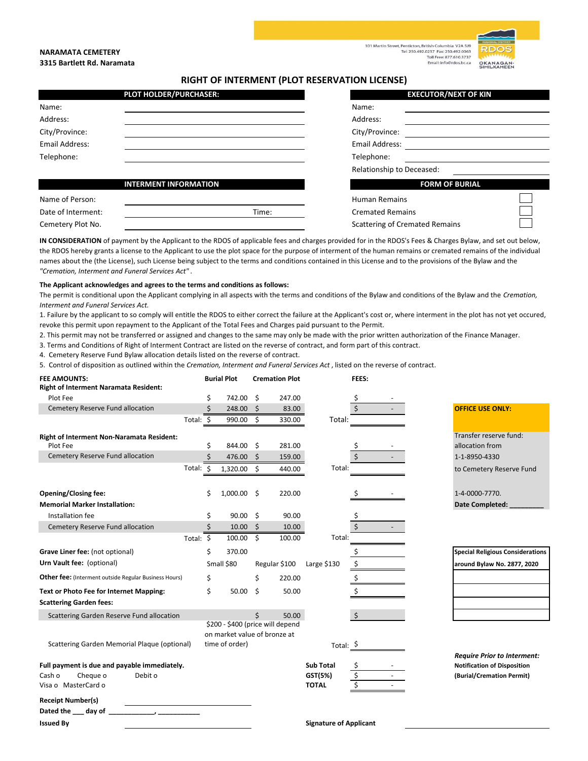**NARAMATA CEMETERY**
**3315 Bartlett Rd. Naramata**

101 Martin Street, Penticton, British Columbia V2A 5J9
Tel: 250.492.0237 Fax: 250.492.0063
Toll Free: 877.610.3737
Email: info@rdos.bc.ca

RDOS OKANAGAN-SIMILKAMEEN

# RIGHT OF INTERMENT (PLOT RESERVATION LICENSE)

| PLOT HOLDER/PURCHASER: | |
|---|---|
| Name: | |
| Address: | |
| City/Province: | |
| Email Address: | |
| Telephone: | |

| EXECUTOR/NEXT OF KIN | |
|---|---|
| Name: | |
| Address: | |
| City/Province: | |
| Email Address: | |
| Telephone: | |
| Relationship to Deceased: | |

| INTERMENT INFORMATION | |
|---|---|
| Name of Person: | |
| Date of Interment: | Time: |
| Cemetery Plot No. | |

| FORM OF BURIAL | |
|---|---|
| Human Remains | ☐ |
| Cremated Remains | ☐ |
| Scattering of Cremated Remains | ☐ |

**IN CONSIDERATION** of payment by the Applicant to the RDOS of applicable fees and charges provided for in the RDOS's Fees & Charges Bylaw, and set out below, the RDOS hereby grants a license to the Applicant to use the plot space for the purpose of interment of the human remains or cremated remains of the individual names about the (the License), such License being subject to the terms and conditions contained in this License and to the provisions of the Bylaw and the *"Cremation, Interment and Funeral Services Act"* .

**The Applicant acknowledges and agrees to the terms and conditions as follows:**

The permit is conditional upon the Applicant complying in all aspects with the terms and conditions of the Bylaw and conditions of the Bylaw and the *Cremation, Interment and Funeral Services Act.*

1. Failure by the applicant to so comply will entitle the RDOS to either correct the failure at the Applicant's cost or, where interment in the plot has not yet occured, revoke this permit upon repayment to the Applicant of the Total Fees and Charges paid pursuant to the Permit.
2. This permit may not be transferred or assigned and changes to the same may only be made with the prior written authorization of the Finance Manager.
3. Terms and Conditions of Right of Interment Contract are listed on the reverse of contract, and form part of this contract.
4. Cemetery Reserve Fund Bylaw allocation details listed on the reverse of contract.
5. Control of disposition as outlined within the *Cremation, Interment and Funeral Services Act* , listed on the reverse of contract.

| FEE AMOUNTS: | Burial Plot | Cremation Plot | | FEES: |
|---|---|---|---|---|
| **Right of Interment Naramata Resident:** | | | | |
| Plot Fee | $ 742.00 | $ 247.00 | | $ - |
| Cemetery Reserve Fund allocation | $ 248.00 | $ 83.00 | | $ - |
| Total: | $ 990.00 | $ 330.00 | Total: | |
| **Right of Interment Non-Naramata Resident:** | | | | |
| Plot Fee | $ 844.00 | $ 281.00 | | $ - |
| Cemetery Reserve Fund allocation | $ 476.00 | $ 159.00 | | $ - |
| Total: | $ 1,320.00 | $ 440.00 | Total: | |
| **Opening/Closing fee:** | $ 1,000.00 | $ 220.00 | | $ - |
| **Memorial Marker Installation:** | | | | |
| Installation fee | $ 90.00 | $ 90.00 | | $ |
| Cemetery Reserve Fund allocation | $ 10.00 | $ 10.00 | | $ - |
| Total: | $ 100.00 | $ 100.00 | Total: | |
| **Grave Liner fee:** (not optional) | $ 370.00 | | | $ |
| **Urn Vault fee:** (optional) | Small $80 | Regular $100 | Large $130 | $ |
| **Other fee:** (Interment outside Regular Business Hours) | $ | $ 220.00 | | $ |
| **Text or Photo Fee for Internet Mapping:** | $ 50.00 | $ 50.00 | | $ |
| **Scattering Garden fees:** | | | | |
| Scattering Garden Reserve Fund allocation | | $ 50.00 | | $ |
| Scattering Garden Memorial Plaque (optional) | $200 - $400 (price will depend on market value of bronze at time of order) | | Total: | $ |

**OFFICE USE ONLY:**

Transfer reserve fund: allocation from 1-1-8950-4330 to Cemetery Reserve Fund 1-4-0000-7770.

**Date Completed: _________**

| **Special Religious Considerations around Bylaw No. 2877, 2020** |
|---|
| |
| |
| |
| |

**Full payment is due and payable immediately.**

Cash o Cheque o Debit o
Visa o MasterCard o

| | |
|---|---|
| **Sub Total** | $ - |
| **GST(5%)** | $ - |
| **TOTAL** | $ - |

***Require Prior to Interment:***
**Notification of Disposition (Burial/Cremation Permit)**

**Receipt Number(s)** ____________________

**Dated the ___ day of ____________, ___________**

**Issued By** ____________________

**Signature of Applicant** ____________________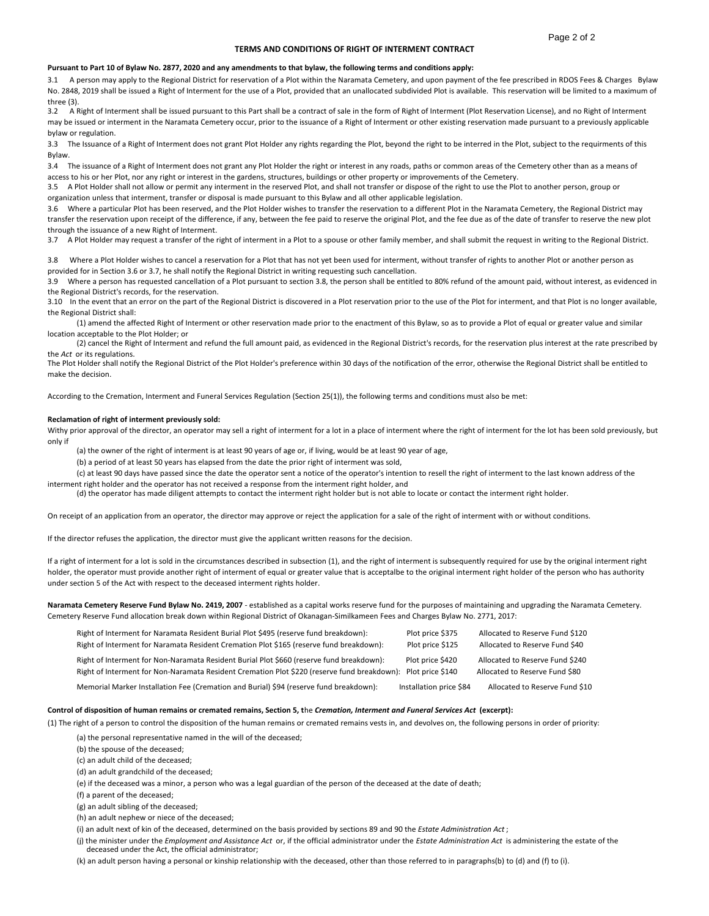## TERMS AND CONDITIONS OF RIGHT OF INTERMENT CONTRACT

**Pursuant to Part 10 of Bylaw No. 2877, 2020 and any amendments to that bylaw, the following terms and conditions apply:**

3.1 A person may apply to the Regional District for reservation of a Plot within the Naramata Cemetery, and upon payment of the fee prescribed in RDOS Fees & Charges Bylaw No. 2848, 2019 shall be issued a Right of Interment for the use of a Plot, provided that an unallocated subdivided Plot is available. This reservation will be limited to a maximum of three (3).

3.2 A Right of Interment shall be issued pursuant to this Part shall be a contract of sale in the form of Right of Interment (Plot Reservation License), and no Right of Interment may be issued or interment in the Naramata Cemetery occur, prior to the issuance of a Right of Interment or other existing reservation made pursuant to a previously applicable bylaw or regulation.

3.3 The Issuance of a Right of Interment does not grant Plot Holder any rights regarding the Plot, beyond the right to be interred in the Plot, subject to the requirments of this Bylaw.

3.4 The issuance of a Right of Interment does not grant any Plot Holder the right or interest in any roads, paths or common areas of the Cemetery other than as a means of access to his or her Plot, nor any right or interest in the gardens, structures, buildings or other property or improvements of the Cemetery.

3.5 A Plot Holder shall not allow or permit any interment in the reserved Plot, and shall not transfer or dispose of the right to use the Plot to another person, group or organization unless that interment, transfer or disposal is made pursuant to this Bylaw and all other applicable legislation.

3.6 Where a particular Plot has been reserved, and the Plot Holder wishes to transfer the reservation to a different Plot in the Naramata Cemetery, the Regional District may transfer the reservation upon receipt of the difference, if any, between the fee paid to reserve the original Plot, and the fee due as of the date of transfer to reserve the new plot through the issuance of a new Right of Interment.

3.7 A Plot Holder may request a transfer of the right of interment in a Plot to a spouse or other family member, and shall submit the request in writing to the Regional District.

3.8 Where a Plot Holder wishes to cancel a reservation for a Plot that has not yet been used for interment, without transfer of rights to another Plot or another person as provided for in Section 3.6 or 3.7, he shall notify the Regional District in writing requesting such cancellation.

3.9 Where a person has requested cancellation of a Plot pursuant to section 3.8, the person shall be entitled to 80% refund of the amount paid, without interest, as evidenced in the Regional District's records, for the reservation.

3.10 In the event that an error on the part of the Regional District is discovered in a Plot reservation prior to the use of the Plot for interment, and that Plot is no longer available, the Regional District shall:

(1) amend the affected Right of Interment or other reservation made prior to the enactment of this Bylaw, so as to provide a Plot of equal or greater value and similar location acceptable to the Plot Holder; or

(2) cancel the Right of Interment and refund the full amount paid, as evidenced in the Regional District's records, for the reservation plus interest at the rate prescribed by the *Act* or its regulations.

The Plot Holder shall notify the Regional District of the Plot Holder's preference within 30 days of the notification of the error, otherwise the Regional District shall be entitled to make the decision.

According to the Cremation, Interment and Funeral Services Regulation (Section 25(1)), the following terms and conditions must also be met:

**Reclamation of right of interment previously sold:**

Withy prior approval of the director, an operator may sell a right of interment for a lot in a place of interment where the right of interment for the lot has been sold previously, but only if

(a) the owner of the right of interment is at least 90 years of age or, if living, would be at least 90 year of age,

(b) a period of at least 50 years has elapsed from the date the prior right of interment was sold,

(c) at least 90 days have passed since the date the operator sent a notice of the operator's intention to resell the right of interment to the last known address of the interment right holder and the operator has not received a response from the interment right holder, and

(d) the operator has made diligent attempts to contact the interment right holder but is not able to locate or contact the interment right holder.

On receipt of an application from an operator, the director may approve or reject the application for a sale of the right of interment with or without conditions.

If the director refuses the application, the director must give the applicant written reasons for the decision.

If a right of interment for a lot is sold in the circumstances described in subsection (1), and the right of interment is subsequently required for use by the original interment right holder, the operator must provide another right of interment of equal or greater value that is acceptalbe to the original interment right holder of the person who has authority under section 5 of the Act with respect to the deceased interment rights holder.

**Naramata Cemetery Reserve Fund Bylaw No. 2419, 2007** - established as a capital works reserve fund for the purposes of maintaining and upgrading the Naramata Cemetery. Cemetery Reserve Fund allocation break down within Regional District of Okanagan-Similkameen Fees and Charges Bylaw No. 2771, 2017:

| | | |
|---|---|---|
| Right of Interment for Naramata Resident Burial Plot $495 (reserve fund breakdown): | Plot price $375 | Allocated to Reserve Fund $120 |
| Right of Interment for Naramata Resident Cremation Plot $165 (reserve fund breakdown): | Plot price $125 | Allocated to Reserve Fund $40 |
| Right of Interment for Non-Naramata Resident Burial Plot $660 (reserve fund breakdown): | Plot price $420 | Allocated to Reserve Fund $240 |
| Right of Interment for Non-Naramata Resident Cremation Plot $220 (reserve fund breakdown): | Plot price $140 | Allocated to Reserve Fund $80 |
| Memorial Marker Installation Fee (Cremation and Burial) $94 (reserve fund breakdown): | Installation price $84 | Allocated to Reserve Fund $10 |

**Control of disposition of human remains or cremated remains, Section 5, t**he ***Cremation, Interment and Funeral Services Act*** **(excerpt):**

(1) The right of a person to control the disposition of the human remains or cremated remains vests in, and devolves on, the following persons in order of priority:

(a) the personal representative named in the will of the deceased;

(b) the spouse of the deceased;

(c) an adult child of the deceased;

(d) an adult grandchild of the deceased;

(e) if the deceased was a minor, a person who was a legal guardian of the person of the deceased at the date of death;

(f) a parent of the deceased;

(g) an adult sibling of the deceased;

(h) an adult nephew or niece of the deceased;

(i) an adult next of kin of the deceased, determined on the basis provided by sections 89 and 90 the *Estate Administration Act* ;

(j) the minister under the *Employment and Assistance Act* or, if the official administrator under the *Estate Administration Act* is administering the estate of the deceased under the Act, the official administrator;

(k) an adult person having a personal or kinship relationship with the deceased, other than those referred to in paragraphs(b) to (d) and (f) to (i).